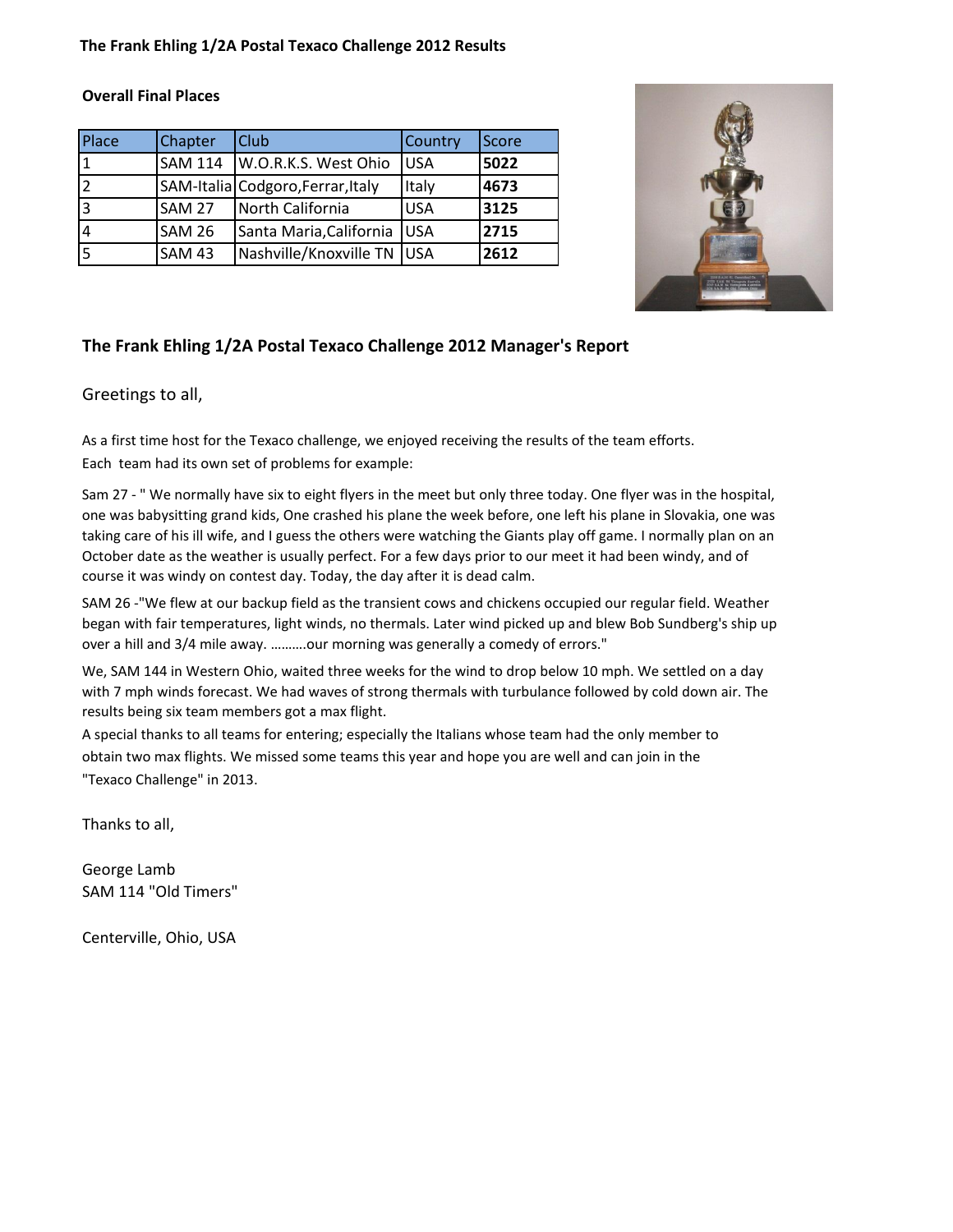## The Frank Ehling 1/2A Postal Texaco Challenge 2012 Results

**Overall Final Places**

| Place | Chapter | Club | Country | Score |
|---|---|---|---|---|
| 1 | SAM 114 | W.O.R.K.S. West Ohio | USA | **5022** |
| 2 | SAM-Italia | Codgoro,Ferrar,Italy | Italy | **4673** |
| 3 | SAM 27 | North California | USA | **3125** |
| 4 | SAM 26 | Santa Maria,California | USA | **2715** |
| 5 | SAM 43 | Nashville/Knoxville TN | USA | **2612** |

## The Frank Ehling 1/2A Postal Texaco Challenge 2012 Manager's Report

Greetings to all,

As a first time host for the Texaco challenge, we enjoyed receiving the results of the team efforts.
Each team had its own set of problems for example:

Sam 27 - " We normally have six to eight flyers in the meet but only three today. One flyer was in the hospital, one was babysitting grand kids, One crashed his plane the week before, one left his plane in Slovakia, one was taking care of his ill wife, and I guess the others were watching the Giants play off game. I normally plan on an October date as the weather is usually perfect. For a few days prior to our meet it had been windy, and of course it was windy on contest day. Today, the day after it is dead calm.

SAM 26 -"We flew at our backup field as the transient cows and chickens occupied our regular field. Weather began with fair temperatures, light winds, no thermals. Later wind picked up and blew Bob Sundberg's ship up over a hill and 3/4 mile away. ……….our morning was generally a comedy of errors."

We, SAM 144 in Western Ohio, waited three weeks for the wind to drop below 10 mph. We settled on a day with 7 mph winds forecast. We had waves of strong thermals with turbulance followed by cold down air. The results being six team members got a max flight.
A special thanks to all teams for entering; especially the Italians whose team had the only member to obtain two max flights. We missed some teams this year and hope you are well and can join in the "Texaco Challenge" in 2013.

Thanks to all,

George Lamb
SAM 114 "Old Timers"

Centerville, Ohio, USA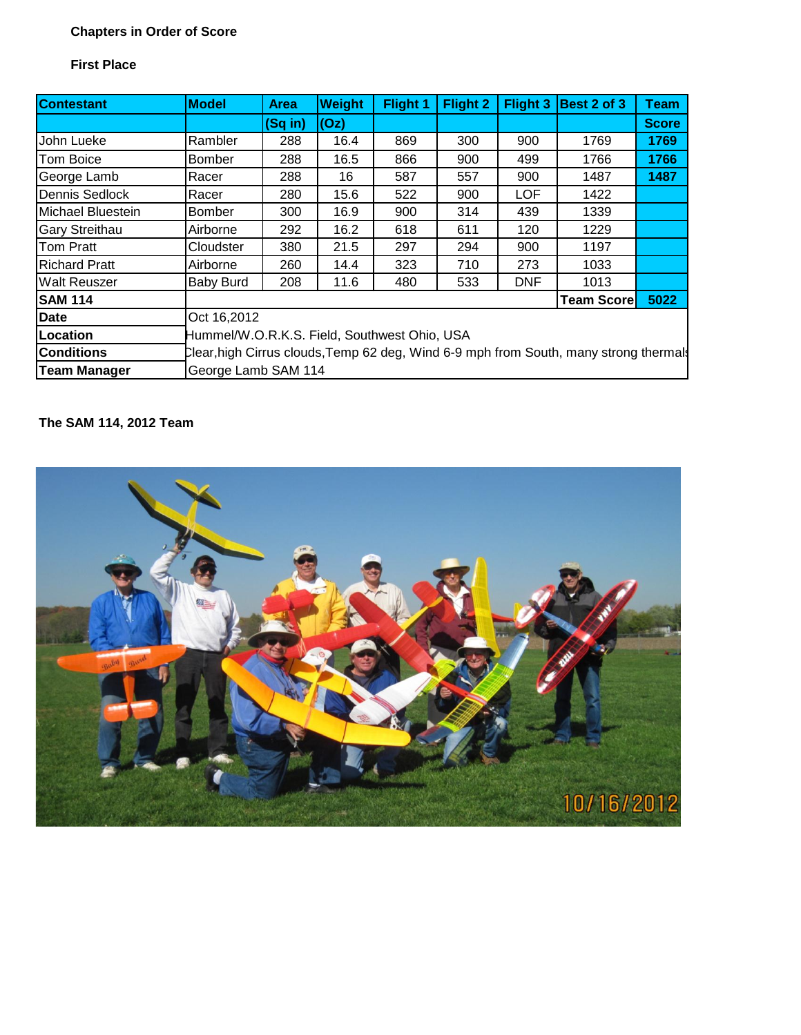**Chapters in Order of Score**

**First Place**

| Contestant | Model | Area | Weight | Flight 1 | Flight 2 | Flight 3 | Best 2 of 3 | Team |
|---|---|---|---|---|---|---|---|---|
| | | (Sq in) | (Oz) | | | | | Score |
| John Lueke | Rambler | 288 | 16.4 | 869 | 300 | 900 | 1769 | **1769** |
| Tom Boice | Bomber | 288 | 16.5 | 866 | 900 | 499 | 1766 | **1766** |
| George Lamb | Racer | 288 | 16 | 587 | 557 | 900 | 1487 | **1487** |
| Dennis Sedlock | Racer | 280 | 15.6 | 522 | 900 | LOF | 1422 | |
| Michael Bluestein | Bomber | 300 | 16.9 | 900 | 314 | 439 | 1339 | |
| Gary Streithau | Airborne | 292 | 16.2 | 618 | 611 | 120 | 1229 | |
| Tom Pratt | Cloudster | 380 | 21.5 | 297 | 294 | 900 | 1197 | |
| Richard Pratt | Airborne | 260 | 14.4 | 323 | 710 | 273 | 1033 | |
| Walt Reuszer | Baby Burd | 208 | 11.6 | 480 | 533 | DNF | 1013 | |
| **SAM 114** | | | | | | | **Team Score** | **5022** |
| **Date** | Oct 16,2012 | | | | | | | |
| **Location** | Hummel/W.O.R.K.S. Field, Southwest Ohio, USA | | | | | | | |
| **Conditions** | Clear,high Cirrus clouds,Temp 62 deg, Wind 6-9 mph from South, many strong thermals | | | | | | | |
| **Team Manager** | George Lamb SAM 114 | | | | | | | |

**The SAM 114, 2012 Team**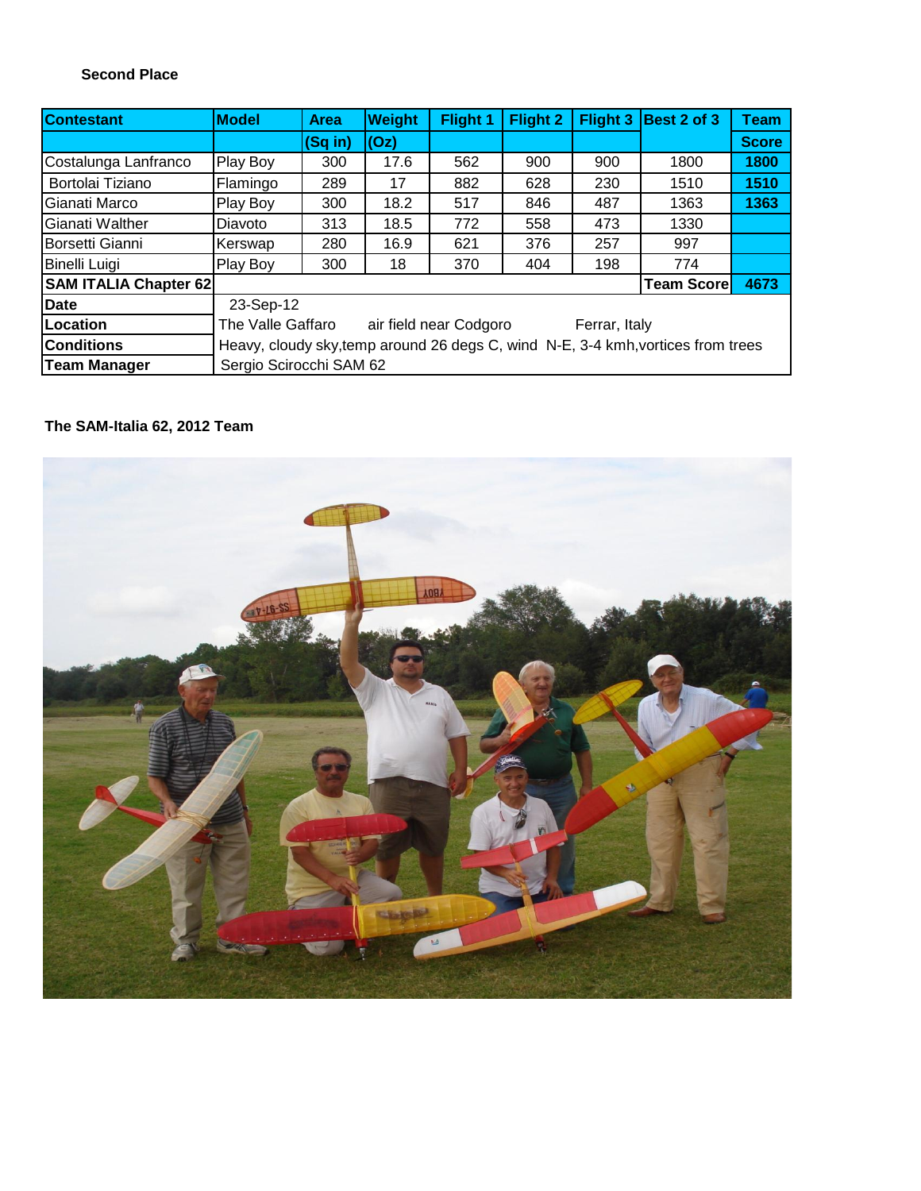**Second Place**

| Contestant | Model | Area | Weight | Flight 1 | Flight 2 | Flight 3 | Best 2 of 3 | Team |
|---|---|---|---|---|---|---|---|---|
| | | (Sq in) | (Oz) | | | | | Score |
| Costalunga Lanfranco | Play Boy | 300 | 17.6 | 562 | 900 | 900 | 1800 | **1800** |
| Bortolai Tiziano | Flamingo | 289 | 17 | 882 | 628 | 230 | 1510 | **1510** |
| Gianati Marco | Play Boy | 300 | 18.2 | 517 | 846 | 487 | 1363 | **1363** |
| Gianati Walther | Diavoto | 313 | 18.5 | 772 | 558 | 473 | 1330 | |
| Borsetti Gianni | Kerswap | 280 | 16.9 | 621 | 376 | 257 | 997 | |
| Binelli Luigi | Play Boy | 300 | 18 | 370 | 404 | 198 | 774 | |
| **SAM ITALIA Chapter 62** | | | | | | | **Team Score** | **4673** |
| **Date** | 23-Sep-12 | | | | | | | |
| **Location** | The Valle Gaffaro air field near Codgoro Ferrar, Italy | | | | | | | |
| **Conditions** | Heavy, cloudy sky,temp around 26 degs C, wind N-E, 3-4 kmh,vortices from trees | | | | | | | |
| **Team Manager** | Sergio Scirocchi SAM 62 | | | | | | | |

**The SAM-Italia 62, 2012 Team**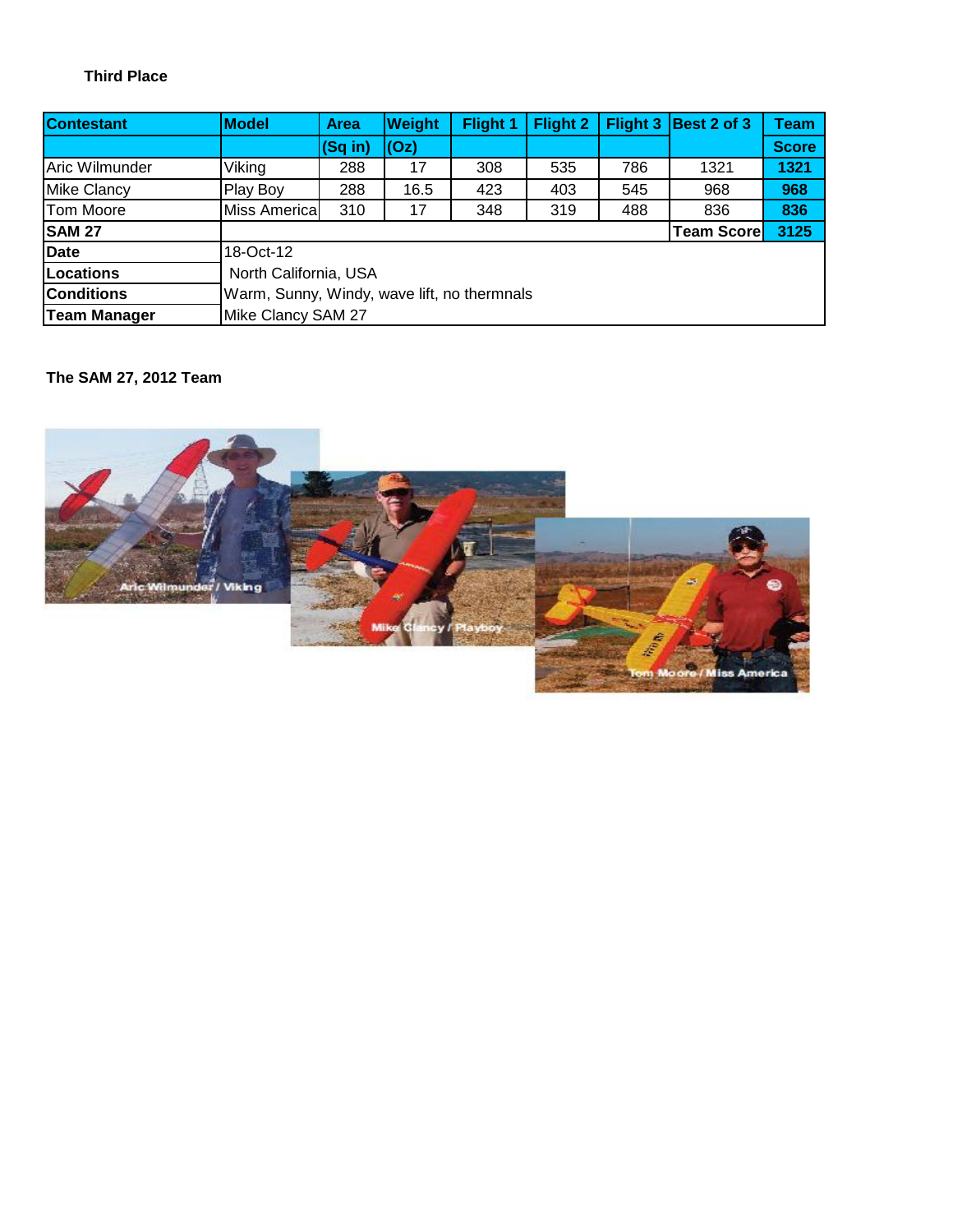**Third Place**

| Contestant | Model | Area | Weight | Flight 1 | Flight 2 | Flight 3 | Best 2 of 3 | Team |
|---|---|---|---|---|---|---|---|---|
| | | (Sq in) | (Oz) | | | | | Score |
| Aric Wilmunder | Viking | 288 | 17 | 308 | 535 | 786 | 1321 | **1321** |
| Mike Clancy | Play Boy | 288 | 16.5 | 423 | 403 | 545 | 968 | **968** |
| Tom Moore | Miss America | 310 | 17 | 348 | 319 | 488 | 836 | **836** |
| **SAM 27** | | | | | | | **Team Score** | **3125** |
| **Date** | 18-Oct-12 | | | | | | | |
| **Locations** | North California, USA | | | | | | | |
| **Conditions** | Warm, Sunny, Windy, wave lift, no thermnals | | | | | | | |
| **Team Manager** | Mike Clancy SAM 27 | | | | | | | |

**The SAM 27, 2012 Team**

Aric Wilmunder / Viking

Mike Clancy / Playboy

Tom Moore / Miss America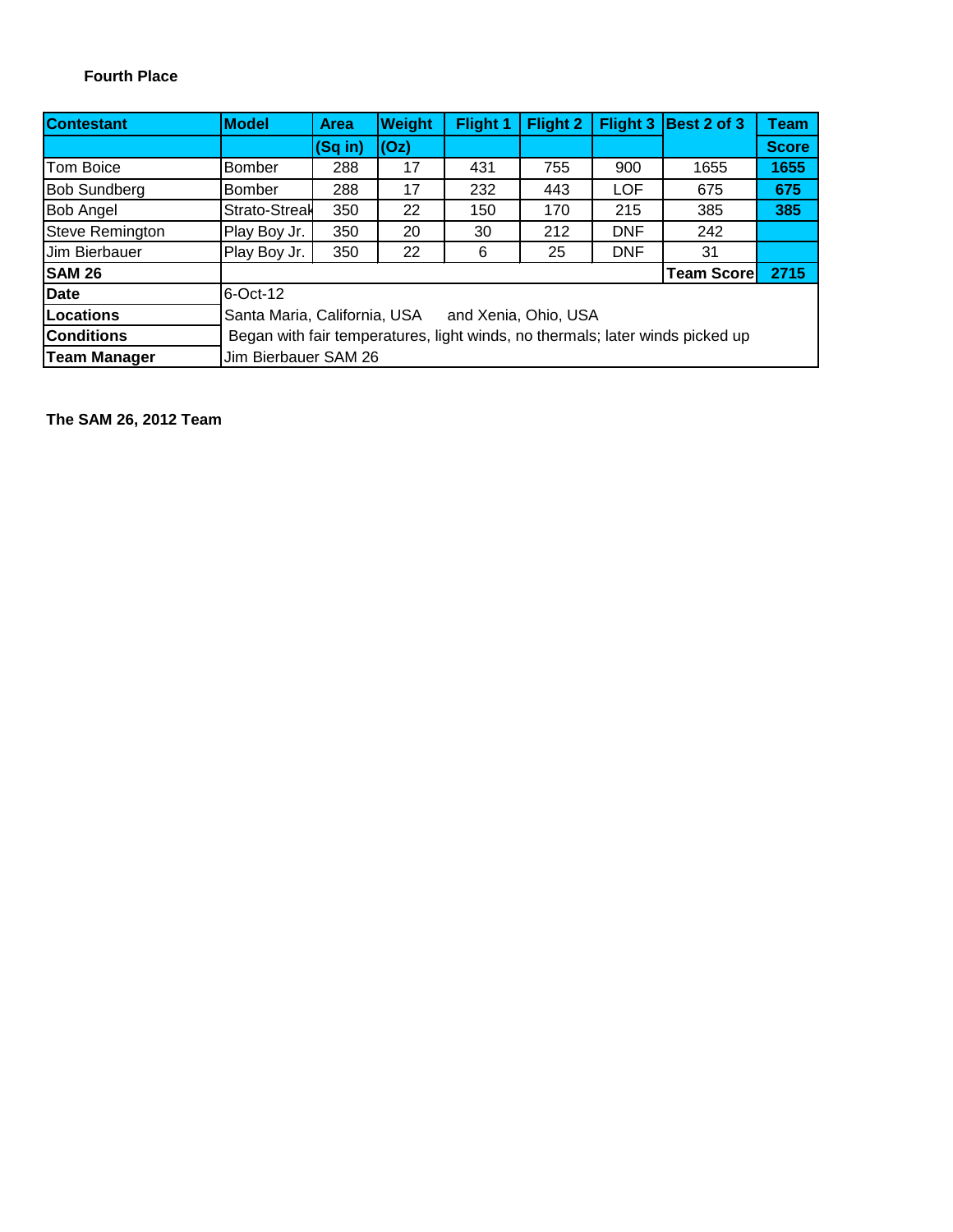**Fourth Place**

| Contestant | Model | Area | Weight | Flight 1 | Flight 2 | Flight 3 | Best 2 of 3 | Team |
|---|---|---|---|---|---|---|---|---|
| | | (Sq in) | (Oz) | | | | | Score |
| Tom Boice | Bomber | 288 | 17 | 431 | 755 | 900 | 1655 | **1655** |
| Bob Sundberg | Bomber | 288 | 17 | 232 | 443 | LOF | 675 | **675** |
| Bob Angel | Strato-Streak | 350 | 22 | 150 | 170 | 215 | 385 | **385** |
| Steve Remington | Play Boy Jr. | 350 | 20 | 30 | 212 | DNF | 242 | |
| Jim Bierbauer | Play Boy Jr. | 350 | 22 | 6 | 25 | DNF | 31 | |
| **SAM 26** | | | | | | | **Team Score** | **2715** |
| **Date** | 6-Oct-12 | | | | | | | |
| **Locations** | Santa Maria, California, USA and Xenia, Ohio, USA | | | | | | | |
| **Conditions** | Began with fair temperatures, light winds, no thermals; later winds picked up | | | | | | | |
| **Team Manager** | Jim Bierbauer SAM 26 | | | | | | | |

**The SAM 26, 2012 Team**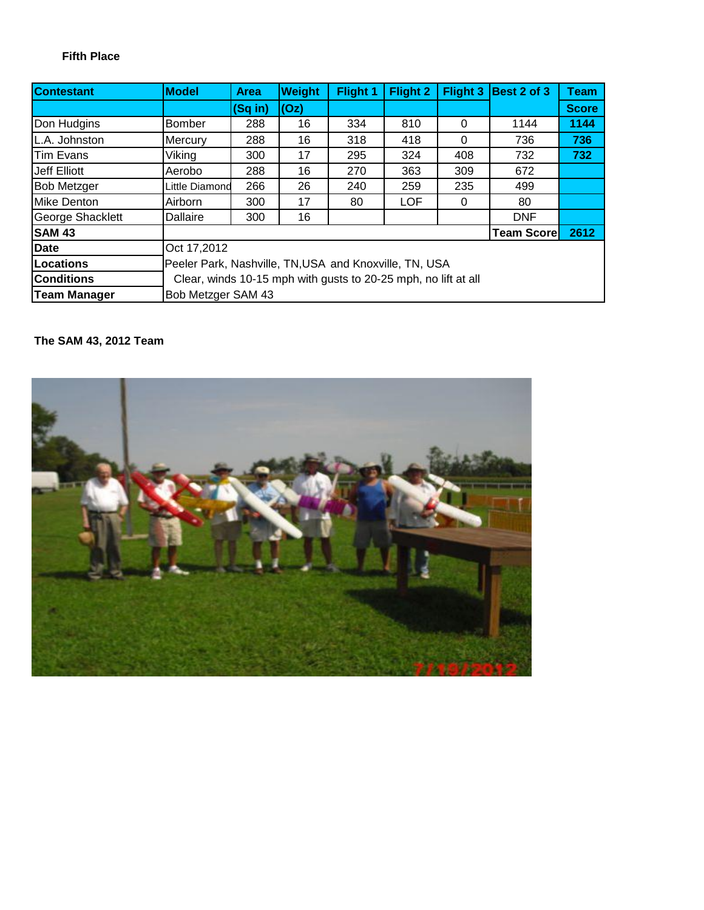**Fifth Place**

| Contestant | Model | Area | Weight | Flight 1 | Flight 2 | Flight 3 | Best 2 of 3 | Team |
|---|---|---|---|---|---|---|---|---|
| | | (Sq in) | (Oz) | | | | | Score |
| Don Hudgins | Bomber | 288 | 16 | 334 | 810 | 0 | 1144 | **1144** |
| L.A. Johnston | Mercury | 288 | 16 | 318 | 418 | 0 | 736 | **736** |
| Tim Evans | Viking | 300 | 17 | 295 | 324 | 408 | 732 | **732** |
| Jeff Elliott | Aerobo | 288 | 16 | 270 | 363 | 309 | 672 | |
| Bob Metzger | Little Diamond | 266 | 26 | 240 | 259 | 235 | 499 | |
| Mike Denton | Airborn | 300 | 17 | 80 | LOF | 0 | 80 | |
| George Shacklett | Dallaire | 300 | 16 | | | | DNF | |
| **SAM 43** | | | | | | | **Team Score** | **2612** |
| **Date** | Oct 17,2012 | | | | | | | |
| **Locations** | Peeler Park, Nashville, TN,USA and Knoxville, TN, USA | | | | | | | |
| **Conditions** | Clear, winds 10-15 mph with gusts to 20-25 mph, no lift at all | | | | | | | |
| **Team Manager** | Bob Metzger SAM 43 | | | | | | | |

**The SAM 43, 2012 Team**